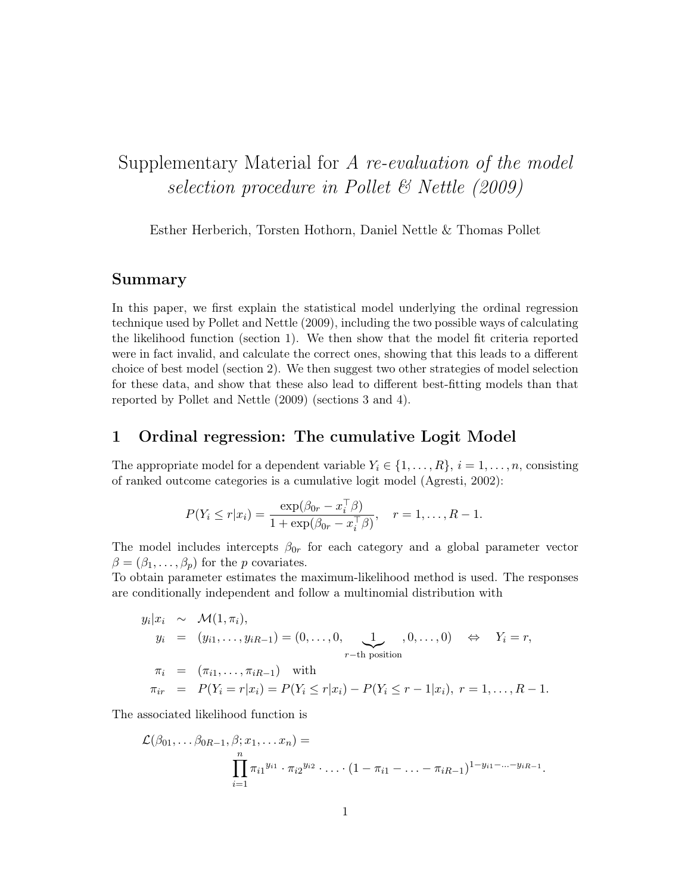# Supplementary Material for *A re-evaluation of the model selection procedure in Pollet & Nettle (2009)*

Esther Herberich, Torsten Hothorn, Daniel Nettle & Thomas Pollet

## Summary

In this paper, we first explain the statistical model underlying the ordinal regression technique used by Pollet and Nettle (2009), including the two possible ways of calculating the likelihood function (section 1). We then show that the model fit criteria reported were in fact invalid, and calculate the correct ones, showing that this leads to a different choice of best model (section 2). We then suggest two other strategies of model selection for these data, and show that these also lead to different best-fitting models than that reported by Pollet and Nettle (2009) (sections 3 and 4).

## 1 Ordinal regression: The cumulative Logit Model

The appropriate model for a dependent variable $Y_i \in \{1, \ldots, R\}$, $i = 1, \ldots, n$, consisting of ranked outcome categories is a cumulative logit model (Agresti, 2002):

$$P(Y_i \leq r|x_i) = \frac{\exp(\beta_{0r} - x_i^\top \beta)}{1 + \exp(\beta_{0r} - x_i^\top \beta)}, \quad r = 1, \ldots, R-1.$$

The model includes intercepts $\beta_{0r}$ for each category and a global parameter vector $\beta = (\beta_1, \ldots, \beta_p)$ for the $p$ covariates.

To obtain parameter estimates the maximum-likelihood method is used. The responses are conditionally independent and follow a multinomial distribution with

$$\begin{aligned}
y_i|x_i &\sim \mathcal{M}(1, \pi_i), \\
y_i &= (y_{i1}, \ldots, y_{iR-1}) = (0, \ldots, 0, \underbrace{1}_{r-\text{th position}}, 0, \ldots, 0) \quad \Leftrightarrow \quad Y_i = r, \\
\pi_i &= (\pi_{i1}, \ldots, \pi_{iR-1}) \quad \text{with} \\
\pi_{ir} &= P(Y_i = r|x_i) = P(Y_i \leq r|x_i) - P(Y_i \leq r-1|x_i), \; r = 1, \ldots, R-1.
\end{aligned}$$

The associated likelihood function is

$$\mathcal{L}(\beta_{01}, \ldots \beta_{0R-1}, \beta; x_1, \ldots x_n) = \prod_{i=1}^{n} {\pi_{i1}}^{y_{i1}} \cdot {\pi_{i2}}^{y_{i2}} \cdot \ldots \cdot (1 - \pi_{i1} - \ldots - \pi_{iR-1})^{1-y_{i1}-\ldots-y_{iR-1}}.$$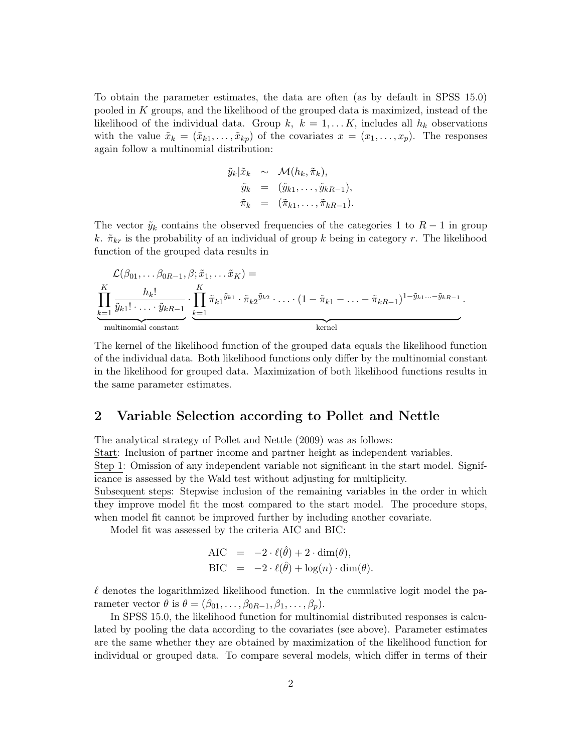To obtain the parameter estimates, the data are often (as by default in SPSS 15.0) pooled in $K$ groups, and the likelihood of the grouped data is maximized, instead of the likelihood of the individual data. Group $k$, $k = 1, \ldots K$, includes all $h_k$ observations with the value $\tilde{x}_k = (\tilde{x}_{k1}, \ldots, \tilde{x}_{kp})$ of the covariates $x = (x_1, \ldots, x_p)$. The responses again follow a multinomial distribution:

$$
\begin{aligned}
\tilde{y}_k | \tilde{x}_k &\sim \mathcal{M}(h_k, \tilde{\pi}_k), \\
\tilde{y}_k &= (\tilde{y}_{k1}, \ldots, \tilde{y}_{kR-1}), \\
\tilde{\pi}_k &= (\tilde{\pi}_{k1}, \ldots, \tilde{\pi}_{kR-1}).
\end{aligned}
$$

The vector $\tilde{y}_k$ contains the observed frequencies of the categories 1 to $R-1$ in group $k$. $\tilde{\pi}_{kr}$ is the probability of an individual of group $k$ being in category $r$. The likelihood function of the grouped data results in

$$
\mathcal{L}(\beta_{01}, \ldots \beta_{0R-1}, \beta; \tilde{x}_1, \ldots \tilde{x}_K) = \underbrace{\prod_{k=1}^{K} \frac{h_k!}{\tilde{y}_{k1}! \cdot \ldots \cdot \tilde{y}_{kR-1}}}_{\text{multinomial constant}} \cdot \underbrace{\prod_{k=1}^{K} \tilde{\pi}_{k1}{}^{\tilde{y}_{k1}} \cdot \tilde{\pi}_{k2}{}^{\tilde{y}_{k2}} \cdot \ldots \cdot (1 - \tilde{\pi}_{k1} - \ldots - \tilde{\pi}_{kR-1})^{1 - \tilde{y}_{k1} \ldots - \tilde{y}_{kR-1}}}_{\text{kernel}}.
$$

The kernel of the likelihood function of the grouped data equals the likelihood function of the individual data. Both likelihood functions only differ by the multinomial constant in the likelihood for grouped data. Maximization of both likelihood functions results in the same parameter estimates.

## 2 Variable Selection according to Pollet and Nettle

The analytical strategy of Pollet and Nettle (2009) was as follows:
Start: Inclusion of partner income and partner height as independent variables.
Step 1: Omission of any independent variable not significant in the start model. Significance is assessed by the Wald test without adjusting for multiplicity.
Subsequent steps: Stepwise inclusion of the remaining variables in the order in which they improve model fit the most compared to the start model. The procedure stops, when model fit cannot be improved further by including another covariate.

Model fit was assessed by the criteria AIC and BIC:

$$
\begin{aligned}
\text{AIC} &= -2 \cdot \ell(\hat{\theta}) + 2 \cdot \dim(\theta), \\
\text{BIC} &= -2 \cdot \ell(\hat{\theta}) + \log(n) \cdot \dim(\theta).
\end{aligned}
$$

$\ell$ denotes the logarithmized likelihood function. In the cumulative logit model the parameter vector $\theta$ is $\theta = (\beta_{01}, \ldots, \beta_{0R-1}, \beta_1, \ldots, \beta_p)$.

In SPSS 15.0, the likelihood function for multinomial distributed responses is calculated by pooling the data according to the covariates (see above). Parameter estimates are the same whether they are obtained by maximization of the likelihood function for individual or grouped data. To compare several models, which differ in terms of their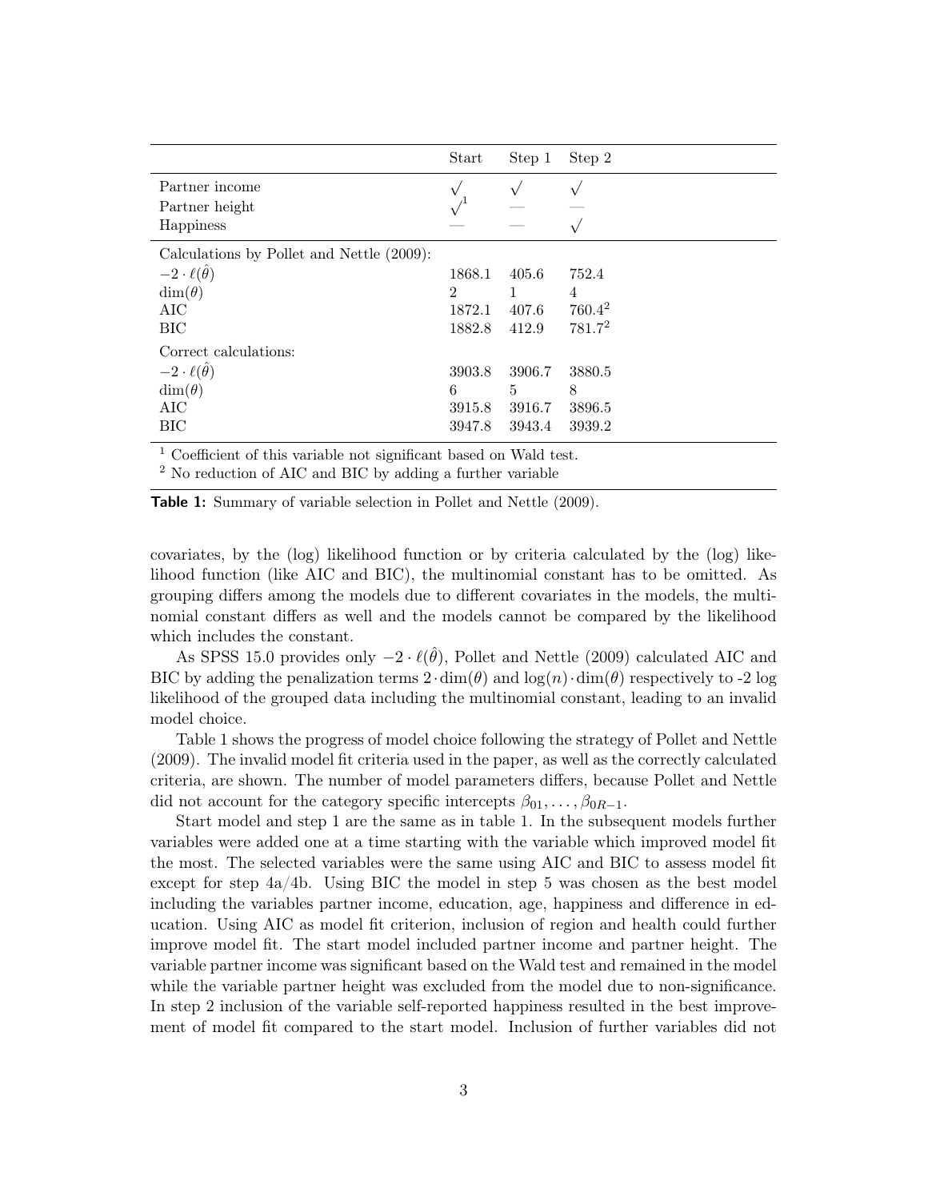| | Start | Step 1 | Step 2 |
|---|---|---|---|
| Partner income | √ | √ | √ |
| Partner height | √[1] | — | — |
| Happiness | — | — | √ |
| Calculations by Pollet and Nettle (2009): | | | |
| $-2 \cdot \ell(\hat{\theta})$ | 1868.1 | 405.6 | 752.4 |
| $\dim(\theta)$ | 2 | 1 | 4 |
| AIC | 1872.1 | 407.6 | 760.4[2] |
| BIC | 1882.8 | 412.9 | 781.7[2] |
| Correct calculations: | | | |
| $-2 \cdot \ell(\hat{\theta})$ | 3903.8 | 3906.7 | 3880.5 |
| $\dim(\theta)$ | 6 | 5 | 8 |
| AIC | 3915.8 | 3916.7 | 3896.5 |
| BIC | 3947.8 | 3943.4 | 3939.2 |

[1] Coefficient of this variable not significant based on Wald test.
[2] No reduction of AIC and BIC by adding a further variable

**Table 1:** Summary of variable selection in Pollet and Nettle (2009).

covariates, by the (log) likelihood function or by criteria calculated by the (log) likelihood function (like AIC and BIC), the multinomial constant has to be omitted. As grouping differs among the models due to different covariates in the models, the multinomial constant differs as well and the models cannot be compared by the likelihood which includes the constant.

As SPSS 15.0 provides only $-2 \cdot \ell(\hat{\theta})$, Pollet and Nettle (2009) calculated AIC and BIC by adding the penalization terms $2 \cdot \dim(\theta)$ and $\log(n) \cdot \dim(\theta)$ respectively to -2 log likelihood of the grouped data including the multinomial constant, leading to an invalid model choice.

Table 1 shows the progress of model choice following the strategy of Pollet and Nettle (2009). The invalid model fit criteria used in the paper, as well as the correctly calculated criteria, are shown. The number of model parameters differs, because Pollet and Nettle did not account for the category specific intercepts $\beta_{01}, \ldots, \beta_{0R-1}$.

Start model and step 1 are the same as in table 1. In the subsequent models further variables were added one at a time starting with the variable which improved model fit the most. The selected variables were the same using AIC and BIC to assess model fit except for step 4a/4b. Using BIC the model in step 5 was chosen as the best model including the variables partner income, education, age, happiness and difference in education. Using AIC as model fit criterion, inclusion of region and health could further improve model fit. The start model included partner income and partner height. The variable partner income was significant based on the Wald test and remained in the model while the variable partner height was excluded from the model due to non-significance. In step 2 inclusion of the variable self-reported happiness resulted in the best improvement of model fit compared to the start model. Inclusion of further variables did not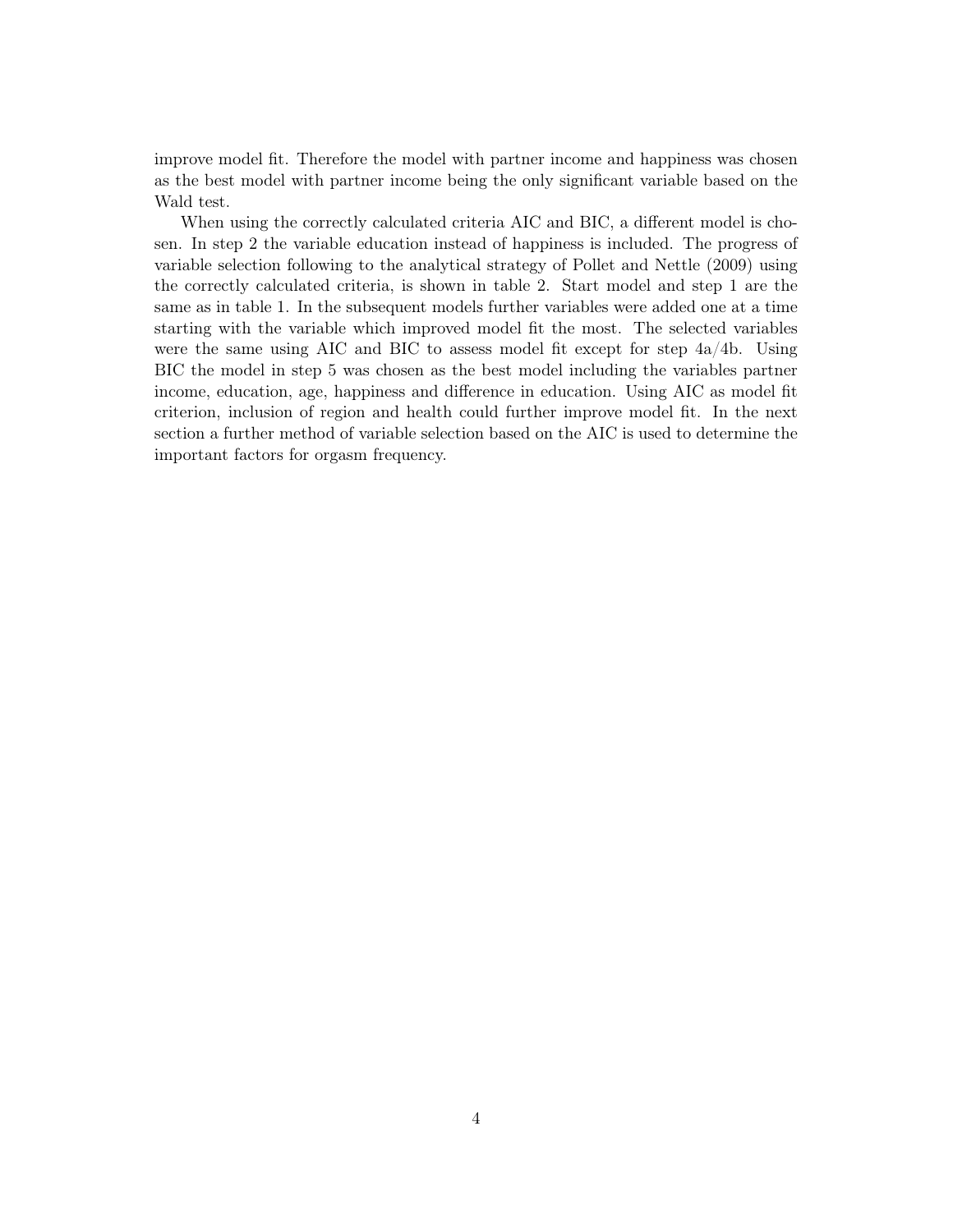improve model fit. Therefore the model with partner income and happiness was chosen as the best model with partner income being the only significant variable based on the Wald test.

When using the correctly calculated criteria AIC and BIC, a different model is chosen. In step 2 the variable education instead of happiness is included. The progress of variable selection following to the analytical strategy of Pollet and Nettle (2009) using the correctly calculated criteria, is shown in table 2. Start model and step 1 are the same as in table 1. In the subsequent models further variables were added one at a time starting with the variable which improved model fit the most. The selected variables were the same using AIC and BIC to assess model fit except for step 4a/4b. Using BIC the model in step 5 was chosen as the best model including the variables partner income, education, age, happiness and difference in education. Using AIC as model fit criterion, inclusion of region and health could further improve model fit. In the next section a further method of variable selection based on the AIC is used to determine the important factors for orgasm frequency.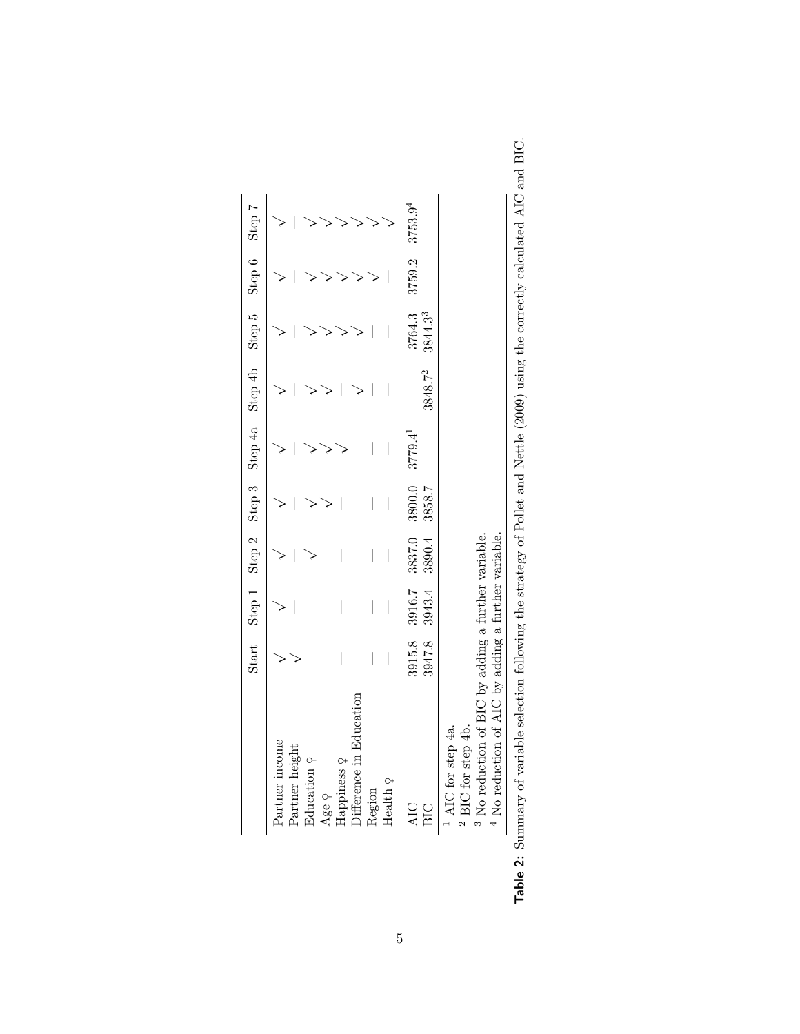| | Start | Step 1 | Step 2 | Step 3 | Step 4a | Step 4b | Step 5 | Step 6 | Step 7 |
|---|---|---|---|---|---|---|---|---|---|
| Partner income | √ | √ | √ | √ | √ | √ | √ | √ | √ |
| Partner height | √ | – | – | – | – | – | – | – | – |
| Education ♀ | – | – | √ | √ | √ | √ | √ | √ | √ |
| Age ♀ | – | – | – | √ | √ | √ | √ | √ | √ |
| Happiness ♀ | – | – | – | – | √ | – | √ | √ | √ |
| Difference in Education | – | – | – | – | – | √ | √ | √ | √ |
| Region | – | – | – | – | – | – | – | √ | √ |
| Health ♀ | – | – | – | – | – | – | – | – | √ |
| AIC | 3915.8 | 3916.7 | 3837.0 | 3800.0 | 3779.4[1] | | 3764.3 | 3759.2 | 3753.9[4] |
| BIC | 3947.8 | 3943.4 | 3890.4 | 3858.7 | | 3848.7[2] | 3844.3[3] | | |

[1] AIC for step 4a.
[2] BIC for step 4b.
[3] No reduction of BIC by adding a further variable.
[4] No reduction of AIC by adding a further variable.

**Table 2:** Summary of variable selection following the strategy of Pollet and Nettle (2009) using the correctly calculated AIC and BIC.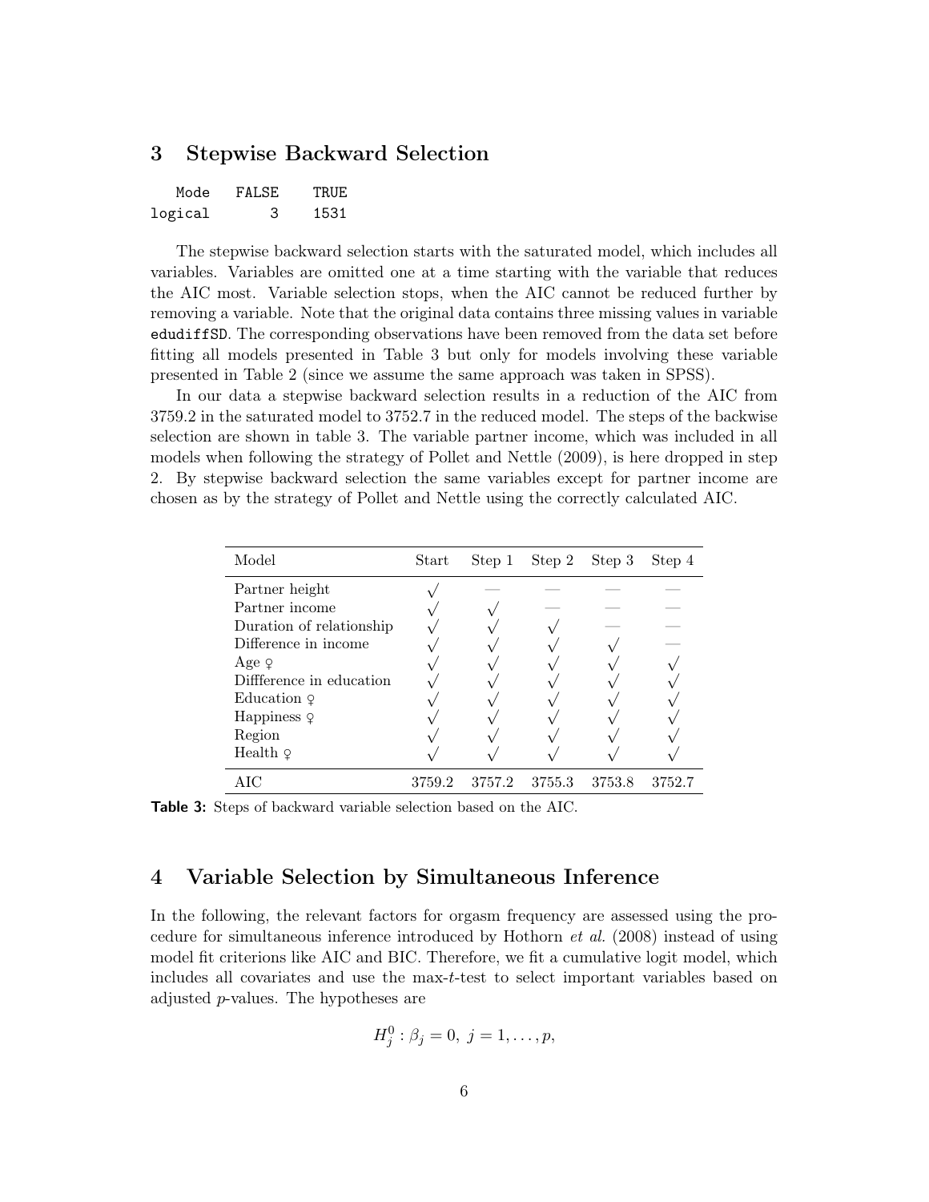## 3 Stepwise Backward Selection

```
   Mode   FALSE    TRUE
logical       3    1531
```

The stepwise backward selection starts with the saturated model, which includes all variables. Variables are omitted one at a time starting with the variable that reduces the AIC most. Variable selection stops, when the AIC cannot be reduced further by removing a variable. Note that the original data contains three missing values in variable `edudiffSD`. The corresponding observations have been removed from the data set before fitting all models presented in Table 3 but only for models involving these variable presented in Table 2 (since we assume the same approach was taken in SPSS).

In our data a stepwise backward selection results in a reduction of the AIC from 3759.2 in the saturated model to 3752.7 in the reduced model. The steps of the backwise selection are shown in table 3. The variable partner income, which was included in all models when following the strategy of Pollet and Nettle (2009), is here dropped in step 2. By stepwise backward selection the same variables except for partner income are chosen as by the strategy of Pollet and Nettle using the correctly calculated AIC.

| Model | Start | Step 1 | Step 2 | Step 3 | Step 4 |
|---|---|---|---|---|---|
| Partner height | √ | — | — | — | — |
| Partner income | √ | √ | — | — | — |
| Duration of relationship | √ | √ | √ | — | — |
| Difference in income | √ | √ | √ | √ | — |
| Age ♀ | √ | √ | √ | √ | √ |
| Diffference in education | √ | √ | √ | √ | √ |
| Education ♀ | √ | √ | √ | √ | √ |
| Happiness ♀ | √ | √ | √ | √ | √ |
| Region | √ | √ | √ | √ | √ |
| Health ♀ | √ | √ | √ | √ | √ |
| AIC | 3759.2 | 3757.2 | 3755.3 | 3753.8 | 3752.7 |

**Table 3:** Steps of backward variable selection based on the AIC.

## 4 Variable Selection by Simultaneous Inference

In the following, the relevant factors for orgasm frequency are assessed using the procedure for simultaneous inference introduced by Hothorn *et al.* (2008) instead of using model fit criterions like AIC and BIC. Therefore, we fit a cumulative logit model, which includes all covariates and use the max-$t$-test to select important variables based on adjusted $p$-values. The hypotheses are

$$H_j^0 : \beta_j = 0, \; j = 1, \ldots, p,$$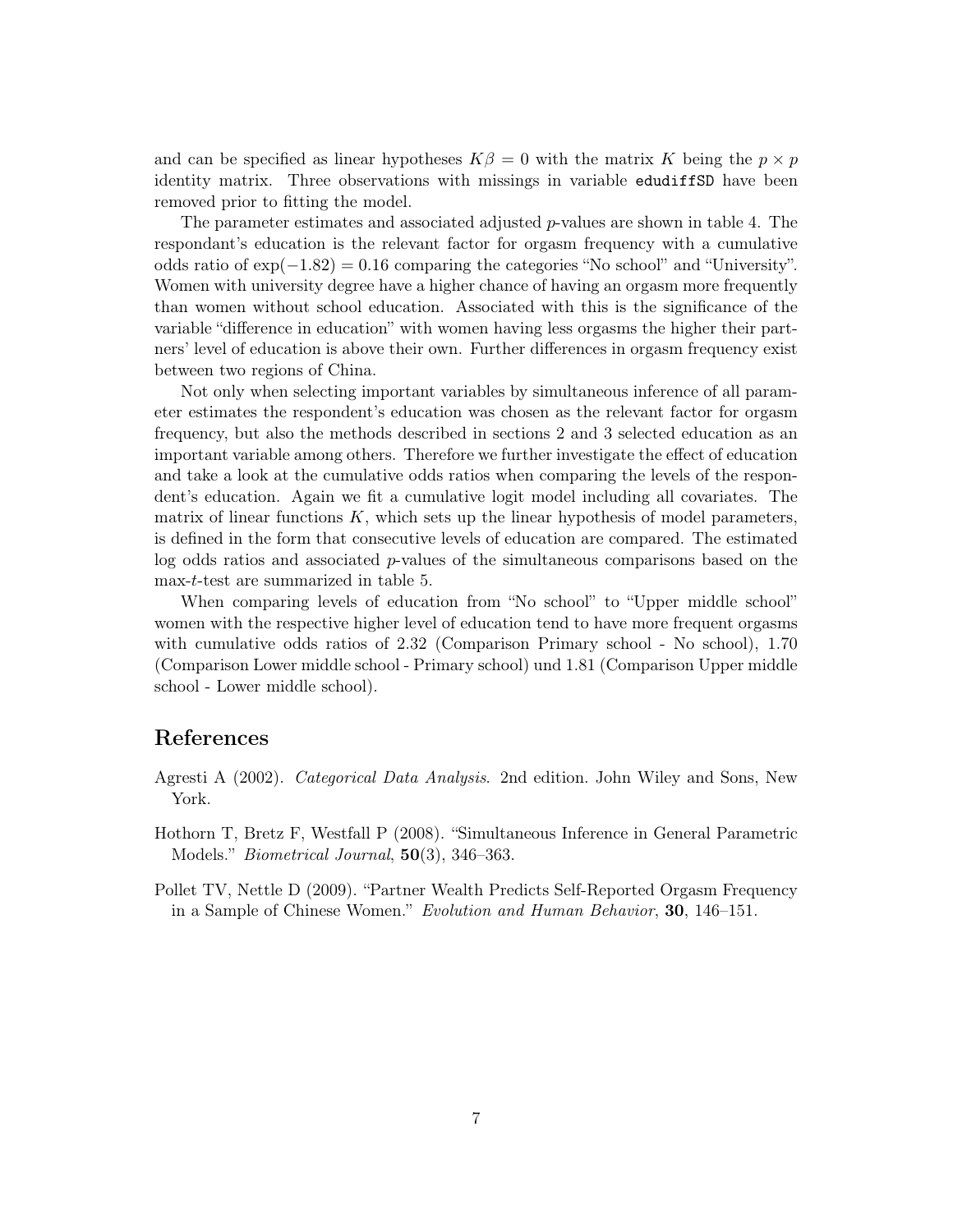and can be specified as linear hypotheses $K\beta = 0$ with the matrix $K$ being the $p \times p$ identity matrix. Three observations with missings in variable `edudiffSD` have been removed prior to fitting the model.

The parameter estimates and associated adjusted $p$-values are shown in table 4. The respondant's education is the relevant factor for orgasm frequency with a cumulative odds ratio of $\exp(-1.82) = 0.16$ comparing the categories "No school" and "University". Women with university degree have a higher chance of having an orgasm more frequently than women without school education. Associated with this is the significance of the variable "difference in education" with women having less orgasms the higher their partners' level of education is above their own. Further differences in orgasm frequency exist between two regions of China.

Not only when selecting important variables by simultaneous inference of all parameter estimates the respondent's education was chosen as the relevant factor for orgasm frequency, but also the methods described in sections 2 and 3 selected education as an important variable among others. Therefore we further investigate the effect of education and take a look at the cumulative odds ratios when comparing the levels of the respondent's education. Again we fit a cumulative logit model including all covariates. The matrix of linear functions $K$, which sets up the linear hypothesis of model parameters, is defined in the form that consecutive levels of education are compared. The estimated log odds ratios and associated $p$-values of the simultaneous comparisons based on the max-$t$-test are summarized in table 5.

When comparing levels of education from "No school" to "Upper middle school" women with the respective higher level of education tend to have more frequent orgasms with cumulative odds ratios of 2.32 (Comparison Primary school - No school), 1.70 (Comparison Lower middle school - Primary school) und 1.81 (Comparison Upper middle school - Lower middle school).

## References

Agresti A (2002). *Categorical Data Analysis*. 2nd edition. John Wiley and Sons, New York.

Hothorn T, Bretz F, Westfall P (2008). "Simultaneous Inference in General Parametric Models." *Biometrical Journal*, **50**(3), 346–363.

Pollet TV, Nettle D (2009). "Partner Wealth Predicts Self-Reported Orgasm Frequency in a Sample of Chinese Women." *Evolution and Human Behavior*, **30**, 146–151.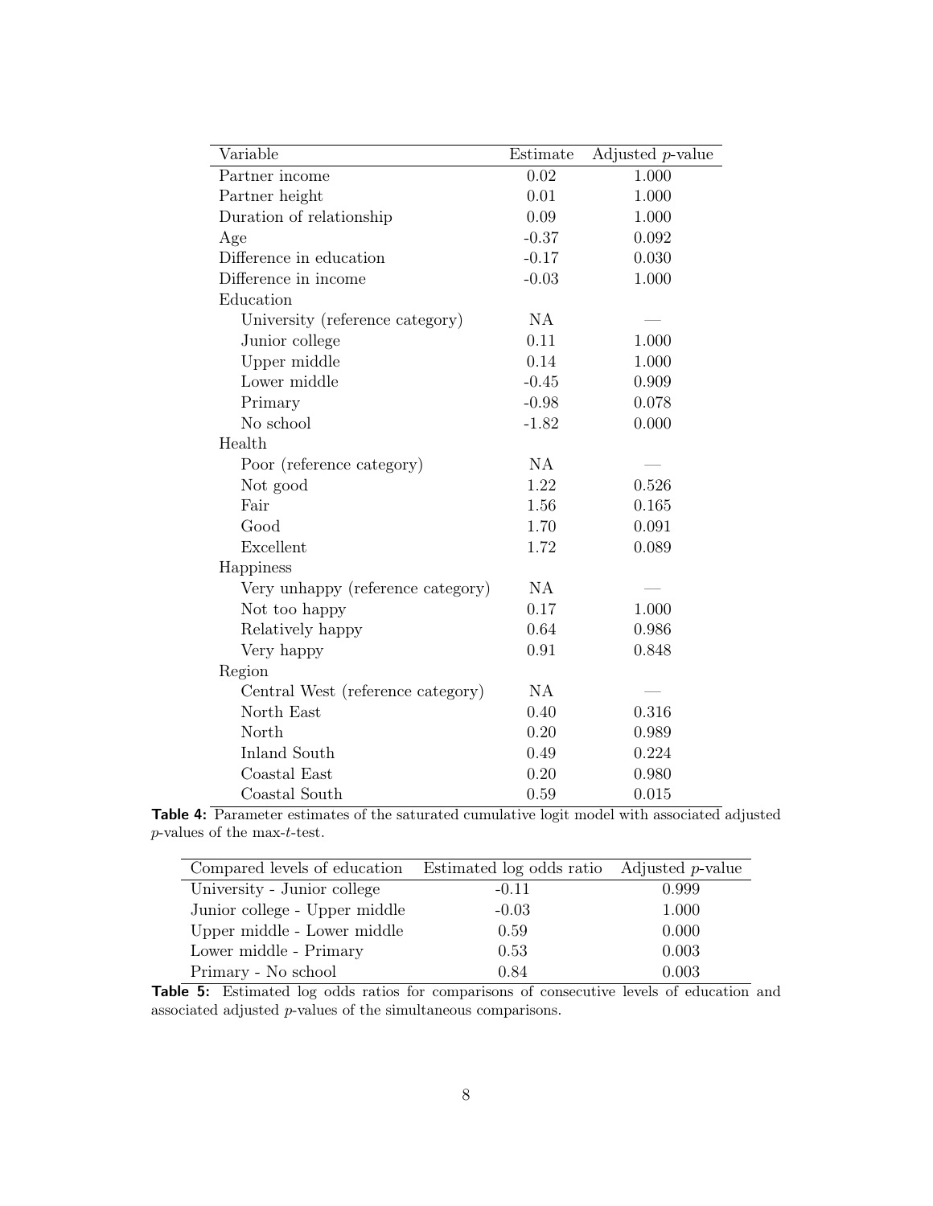| Variable | Estimate | Adjusted $p$-value |
|---|---|---|
| Partner income | 0.02 | 1.000 |
| Partner height | 0.01 | 1.000 |
| Duration of relationship | 0.09 | 1.000 |
| Age | -0.37 | 0.092 |
| Difference in education | -0.17 | 0.030 |
| Difference in income | -0.03 | 1.000 |
| Education | | |
| University (reference category) | NA | — |
| Junior college | 0.11 | 1.000 |
| Upper middle | 0.14 | 1.000 |
| Lower middle | -0.45 | 0.909 |
| Primary | -0.98 | 0.078 |
| No school | -1.82 | 0.000 |
| Health | | |
| Poor (reference category) | NA | — |
| Not good | 1.22 | 0.526 |
| Fair | 1.56 | 0.165 |
| Good | 1.70 | 0.091 |
| Excellent | 1.72 | 0.089 |
| Happiness | | |
| Very unhappy (reference category) | NA | — |
| Not too happy | 0.17 | 1.000 |
| Relatively happy | 0.64 | 0.986 |
| Very happy | 0.91 | 0.848 |
| Region | | |
| Central West (reference category) | NA | — |
| North East | 0.40 | 0.316 |
| North | 0.20 | 0.989 |
| Inland South | 0.49 | 0.224 |
| Coastal East | 0.20 | 0.980 |
| Coastal South | 0.59 | 0.015 |

**Table 4:** Parameter estimates of the saturated cumulative logit model with associated adjusted $p$-values of the max-$t$-test.

| Compared levels of education | Estimated log odds ratio | Adjusted $p$-value |
|---|---|---|
| University - Junior college | -0.11 | 0.999 |
| Junior college - Upper middle | -0.03 | 1.000 |
| Upper middle - Lower middle | 0.59 | 0.000 |
| Lower middle - Primary | 0.53 | 0.003 |
| Primary - No school | 0.84 | 0.003 |

**Table 5:** Estimated log odds ratios for comparisons of consecutive levels of education and associated adjusted $p$-values of the simultaneous comparisons.